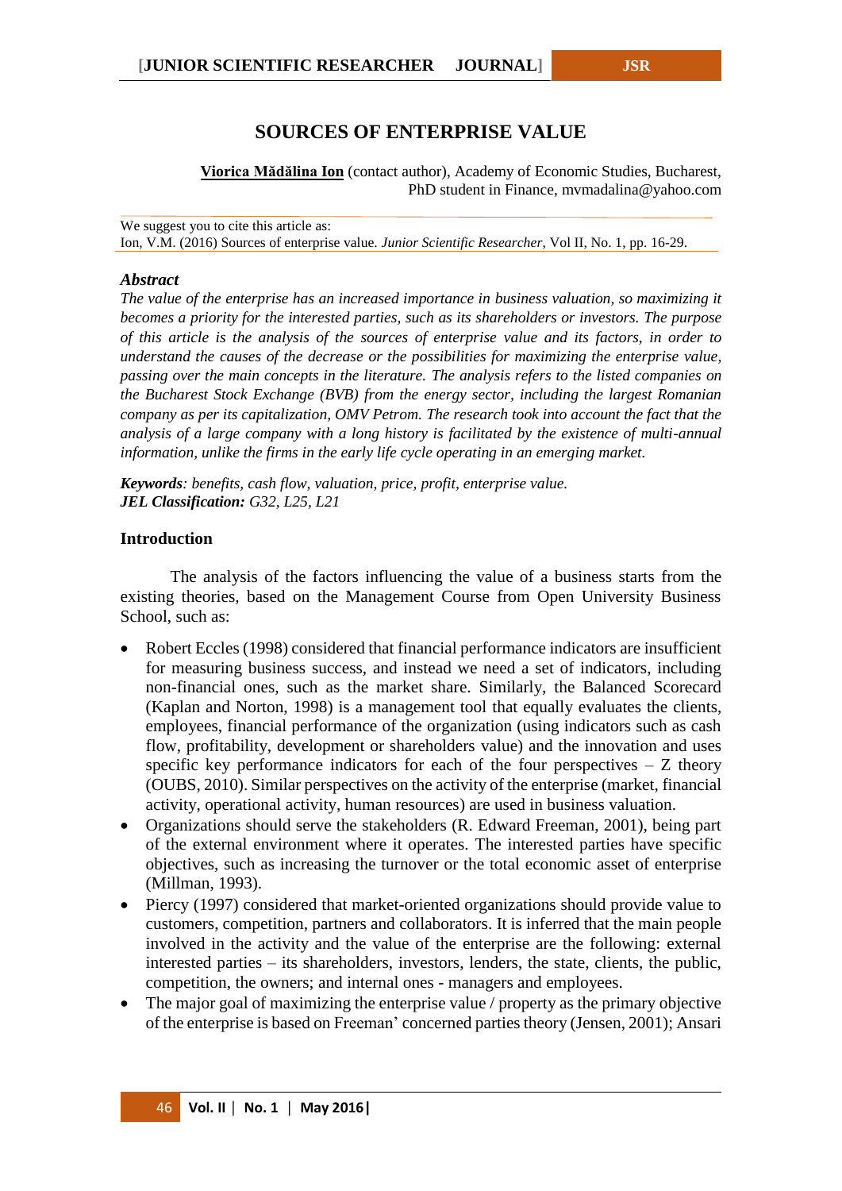# SOURCES OF ENTERPRISE VALUE

**Viorica Mădălina Ion** (contact author), Academy of Economic Studies, Bucharest, PhD student in Finance, mvmadalina@yahoo.com

We suggest you to cite this article as:
Ion, V.M. (2016) Sources of enterprise value. *Junior Scientific Researcher*, Vol II, No. 1, pp. 16-29.

### *Abstract*

*The value of the enterprise has an increased importance in business valuation, so maximizing it becomes a priority for the interested parties, such as its shareholders or investors. The purpose of this article is the analysis of the sources of enterprise value and its factors, in order to understand the causes of the decrease or the possibilities for maximizing the enterprise value, passing over the main concepts in the literature. The analysis refers to the listed companies on the Bucharest Stock Exchange (BVB) from the energy sector, including the largest Romanian company as per its capitalization, OMV Petrom. The research took into account the fact that the analysis of a large company with a long history is facilitated by the existence of multi-annual information, unlike the firms in the early life cycle operating in an emerging market.*

***Keywords****: benefits, cash flow, valuation, price, profit, enterprise value.*
***JEL Classification:*** *G32, L25, L21*

### Introduction

The analysis of the factors influencing the value of a business starts from the existing theories, based on the Management Course from Open University Business School, such as:

- Robert Eccles (1998) considered that financial performance indicators are insufficient for measuring business success, and instead we need a set of indicators, including non-financial ones, such as the market share. Similarly, the Balanced Scorecard (Kaplan and Norton, 1998) is a management tool that equally evaluates the clients, employees, financial performance of the organization (using indicators such as cash flow, profitability, development or shareholders value) and the innovation and uses specific key performance indicators for each of the four perspectives – Z theory (OUBS, 2010). Similar perspectives on the activity of the enterprise (market, financial activity, operational activity, human resources) are used in business valuation.
- Organizations should serve the stakeholders (R. Edward Freeman, 2001), being part of the external environment where it operates. The interested parties have specific objectives, such as increasing the turnover or the total economic asset of enterprise (Millman, 1993).
- Piercy (1997) considered that market-oriented organizations should provide value to customers, competition, partners and collaborators. It is inferred that the main people involved in the activity and the value of the enterprise are the following: external interested parties – its shareholders, investors, lenders, the state, clients, the public, competition, the owners; and internal ones - managers and employees.
- The major goal of maximizing the enterprise value / property as the primary objective of the enterprise is based on Freeman' concerned parties theory (Jensen, 2001); Ansari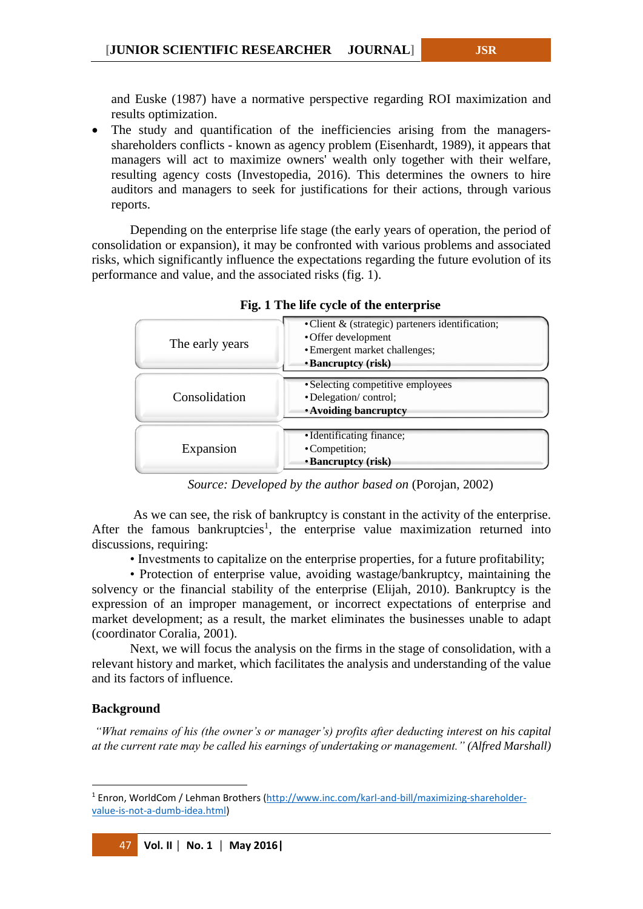and Euske (1987) have a normative perspective regarding ROI maximization and results optimization.

- The study and quantification of the inefficiencies arising from the managers-shareholders conflicts - known as agency problem (Eisenhardt, 1989), it appears that managers will act to maximize owners' wealth only together with their welfare, resulting agency costs (Investopedia, 2016). This determines the owners to hire auditors and managers to seek for justifications for their actions, through various reports.

Depending on the enterprise life stage (the early years of operation, the period of consolidation or expansion), it may be confronted with various problems and associated risks, which significantly influence the expectations regarding the future evolution of its performance and value, and the associated risks (fig. 1).

**Fig. 1 The life cycle of the enterprise**

| Stage | Characteristics |
|---|---|
| The early years | • Client & (strategic) parteners identification; • Offer development • Emergent market challenges; • **Bancruptcy (risk)** |
| Consolidation | • Selecting competitive employees • Delegation/ control; • **Avoiding bancruptcy** |
| Expansion | • Identificating finance; • Competition; • **Bancruptcy (risk)** |

*Source: Developed by the author based on* (Porojan, 2002)

As we can see, the risk of bankruptcy is constant in the activity of the enterprise. After the famous bankruptcies[1], the enterprise value maximization returned into discussions, requiring:

• Investments to capitalize on the enterprise properties, for a future profitability;

• Protection of enterprise value, avoiding wastage/bankruptcy, maintaining the solvency or the financial stability of the enterprise (Elijah, 2010). Bankruptcy is the expression of an improper management, or incorrect expectations of enterprise and market development; as a result, the market eliminates the businesses unable to adapt (coordinator Coralia, 2001).

Next, we will focus the analysis on the firms in the stage of consolidation, with a relevant history and market, which facilitates the analysis and understanding of the value and its factors of influence.

## Background

*"What remains of his (the owner's or manager's) profits after deducting interest on his capital at the current rate may be called his earnings of undertaking or management." (Alfred Marshall)*

---

[1] Enron, WorldCom / Lehman Brothers (http://www.inc.com/karl-and-bill/maximizing-shareholder-value-is-not-a-dumb-idea.html)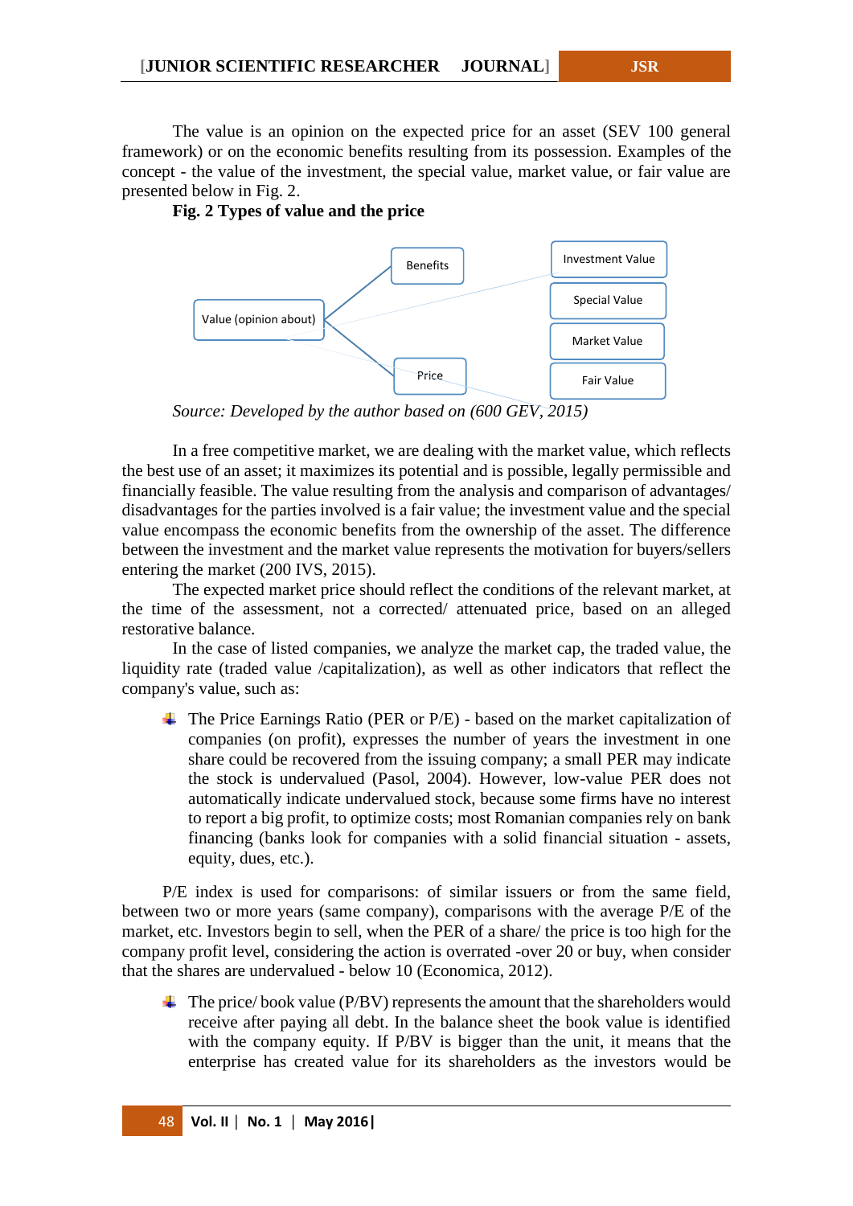The value is an opinion on the expected price for an asset (SEV 100 general framework) or on the economic benefits resulting from its possession. Examples of the concept - the value of the investment, the special value, market value, or fair value are presented below in Fig. 2.

**Fig. 2 Types of value and the price**

*Source: Developed by the author based on (600 GEV, 2015)*

In a free competitive market, we are dealing with the market value, which reflects the best use of an asset; it maximizes its potential and is possible, legally permissible and financially feasible. The value resulting from the analysis and comparison of advantages/ disadvantages for the parties involved is a fair value; the investment value and the special value encompass the economic benefits from the ownership of the asset. The difference between the investment and the market value represents the motivation for buyers/sellers entering the market (200 IVS, 2015).

The expected market price should reflect the conditions of the relevant market, at the time of the assessment, not a corrected/ attenuated price, based on an alleged restorative balance.

In the case of listed companies, we analyze the market cap, the traded value, the liquidity rate (traded value /capitalization), as well as other indicators that reflect the company's value, such as:

- The Price Earnings Ratio (PER or P/E) - based on the market capitalization of companies (on profit), expresses the number of years the investment in one share could be recovered from the issuing company; a small PER may indicate the stock is undervalued (Pasol, 2004). However, low-value PER does not automatically indicate undervalued stock, because some firms have no interest to report a big profit, to optimize costs; most Romanian companies rely on bank financing (banks look for companies with a solid financial situation - assets, equity, dues, etc.).

P/E index is used for comparisons: of similar issuers or from the same field, between two or more years (same company), comparisons with the average P/E of the market, etc. Investors begin to sell, when the PER of a share/ the price is too high for the company profit level, considering the action is overrated -over 20 or buy, when consider that the shares are undervalued - below 10 (Economica, 2012).

- The price/ book value (P/BV) represents the amount that the shareholders would receive after paying all debt. In the balance sheet the book value is identified with the company equity. If P/BV is bigger than the unit, it means that the enterprise has created value for its shareholders as the investors would be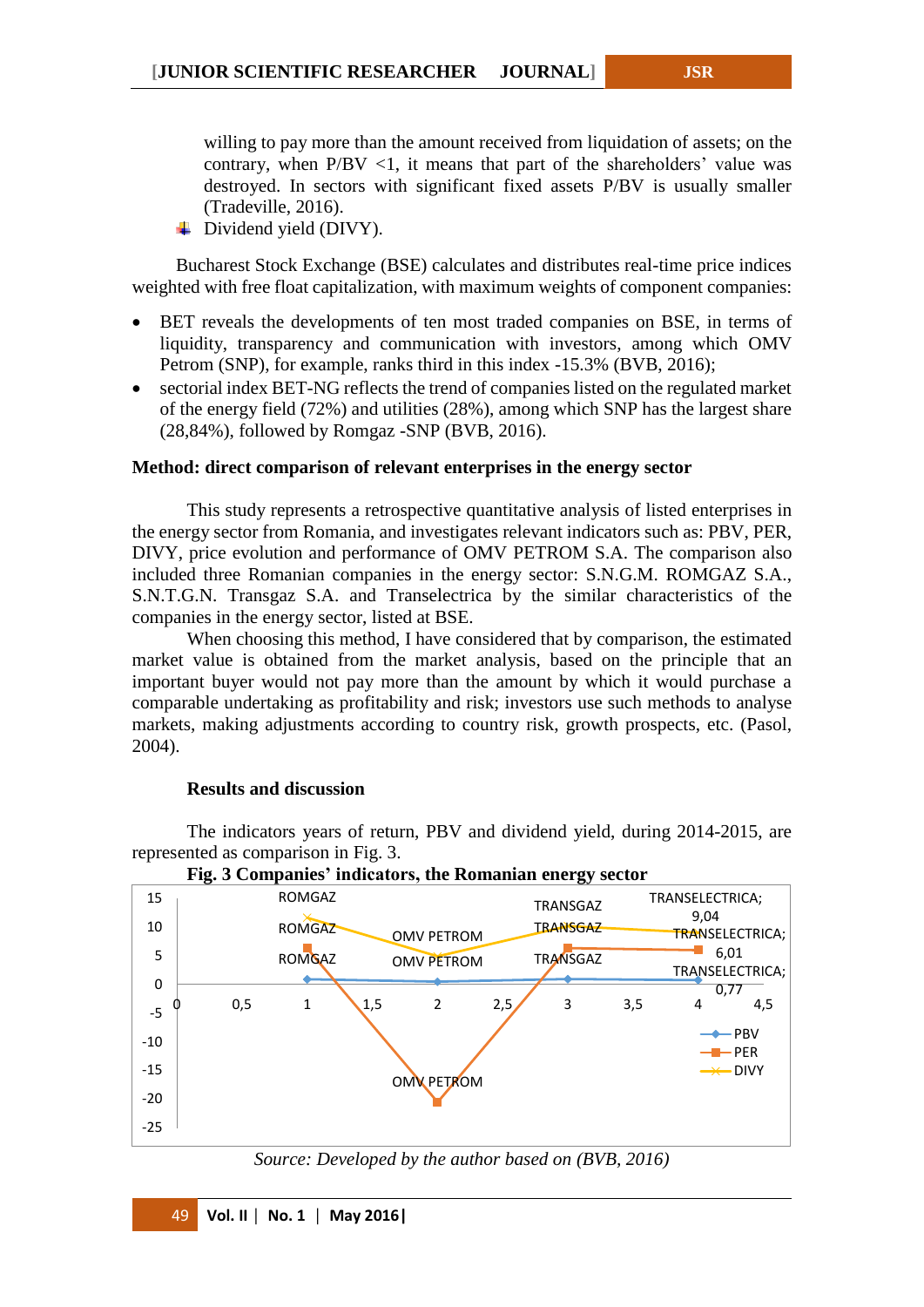willing to pay more than the amount received from liquidation of assets; on the contrary, when P/BV <1, it means that part of the shareholders' value was destroyed. In sectors with significant fixed assets P/BV is usually smaller (Tradeville, 2016).

- Dividend yield (DIVY).

Bucharest Stock Exchange (BSE) calculates and distributes real-time price indices weighted with free float capitalization, with maximum weights of component companies:

- BET reveals the developments of ten most traded companies on BSE, in terms of liquidity, transparency and communication with investors, among which OMV Petrom (SNP), for example, ranks third in this index -15.3% (BVB, 2016);
- sectorial index BET-NG reflects the trend of companies listed on the regulated market of the energy field (72%) and utilities (28%), among which SNP has the largest share (28,84%), followed by Romgaz -SNP (BVB, 2016).

**Method: direct comparison of relevant enterprises in the energy sector**

This study represents a retrospective quantitative analysis of listed enterprises in the energy sector from Romania, and investigates relevant indicators such as: PBV, PER, DIVY, price evolution and performance of OMV PETROM S.A. The comparison also included three Romanian companies in the energy sector: S.N.G.M. ROMGAZ S.A., S.N.T.G.N. Transgaz S.A. and Transelectrica by the similar characteristics of the companies in the energy sector, listed at BSE.

When choosing this method, I have considered that by comparison, the estimated market value is obtained from the market analysis, based on the principle that an important buyer would not pay more than the amount by which it would purchase a comparable undertaking as profitability and risk; investors use such methods to analyse markets, making adjustments according to country risk, growth prospects, etc. (Pasol, 2004).

**Results and discussion**

The indicators years of return, PBV and dividend yield, during 2014-2015, are represented as comparison in Fig. 3.

**Fig. 3 Companies' indicators, the Romanian energy sector**

*Source: Developed by the author based on (BVB, 2016)*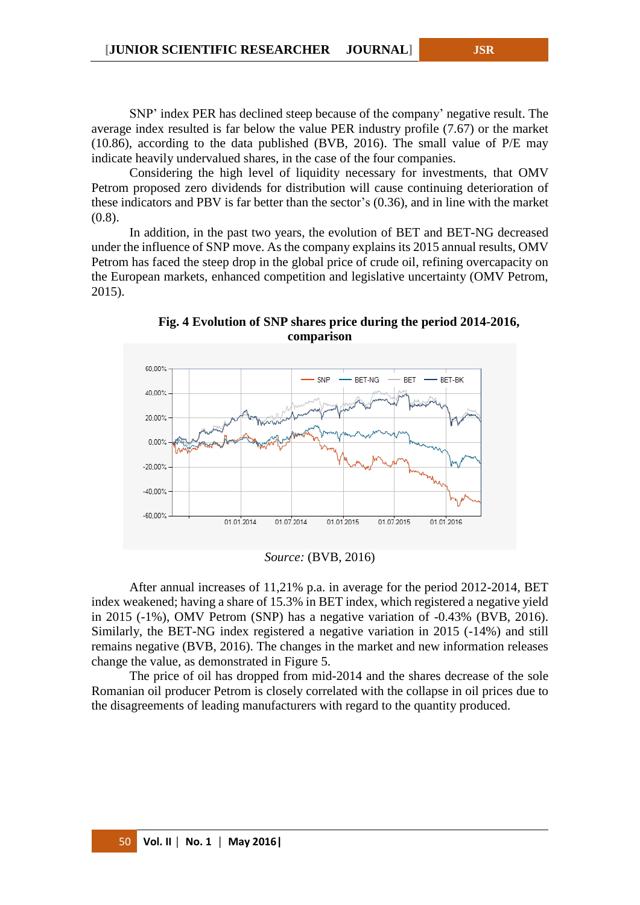SNP' index PER has declined steep because of the company' negative result. The average index resulted is far below the value PER industry profile (7.67) or the market (10.86), according to the data published (BVB, 2016). The small value of P/E may indicate heavily undervalued shares, in the case of the four companies.

Considering the high level of liquidity necessary for investments, that OMV Petrom proposed zero dividends for distribution will cause continuing deterioration of these indicators and PBV is far better than the sector's (0.36), and in line with the market (0.8).

In addition, in the past two years, the evolution of BET and BET-NG decreased under the influence of SNP move. As the company explains its 2015 annual results, OMV Petrom has faced the steep drop in the global price of crude oil, refining overcapacity on the European markets, enhanced competition and legislative uncertainty (OMV Petrom, 2015).

**Fig. 4 Evolution of SNP shares price during the period 2014-2016, comparison**

*Source:* (BVB, 2016)

After annual increases of 11,21% p.a. in average for the period 2012-2014, BET index weakened; having a share of 15.3% in BET index, which registered a negative yield in 2015 (-1%), OMV Petrom (SNP) has a negative variation of -0.43% (BVB, 2016). Similarly, the BET-NG index registered a negative variation in 2015 (-14%) and still remains negative (BVB, 2016). The changes in the market and new information releases change the value, as demonstrated in Figure 5.

The price of oil has dropped from mid-2014 and the shares decrease of the sole Romanian oil producer Petrom is closely correlated with the collapse in oil prices due to the disagreements of leading manufacturers with regard to the quantity produced.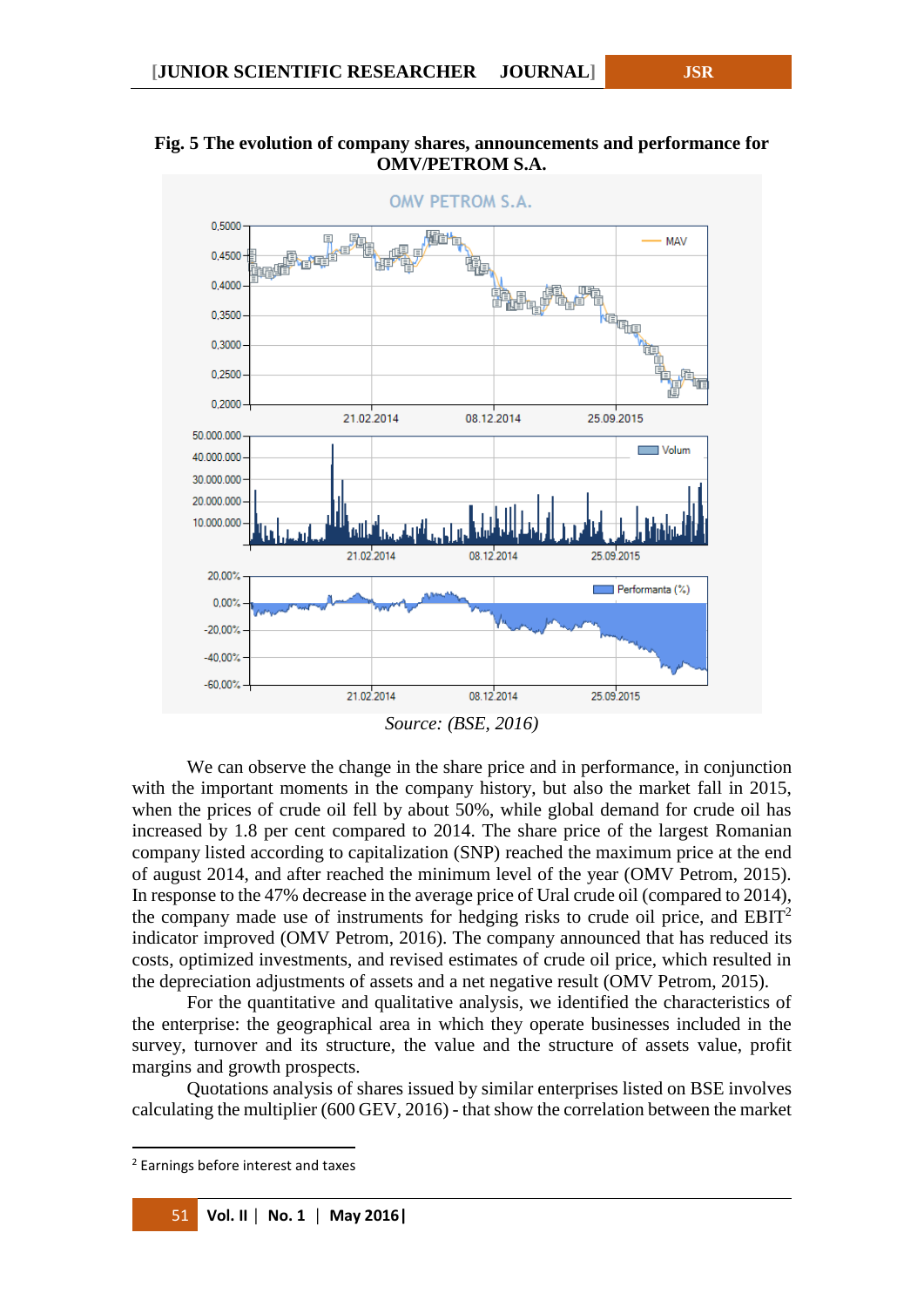**Fig. 5 The evolution of company shares, announcements and performance for OMV/PETROM S.A.**

*Source: (BSE, 2016)*

We can observe the change in the share price and in performance, in conjunction with the important moments in the company history, but also the market fall in 2015, when the prices of crude oil fell by about 50%, while global demand for crude oil has increased by 1.8 per cent compared to 2014. The share price of the largest Romanian company listed according to capitalization (SNP) reached the maximum price at the end of august 2014, and after reached the minimum level of the year (OMV Petrom, 2015). In response to the 47% decrease in the average price of Ural crude oil (compared to 2014), the company made use of instruments for hedging risks to crude oil price, and EBIT[2] indicator improved (OMV Petrom, 2016). The company announced that has reduced its costs, optimized investments, and revised estimates of crude oil price, which resulted in the depreciation adjustments of assets and a net negative result (OMV Petrom, 2015).

For the quantitative and qualitative analysis, we identified the characteristics of the enterprise: the geographical area in which they operate businesses included in the survey, turnover and its structure, the value and the structure of assets value, profit margins and growth prospects.

Quotations analysis of shares issued by similar enterprises listed on BSE involves calculating the multiplier (600 GEV, 2016) - that show the correlation between the market

---

[2] Earnings before interest and taxes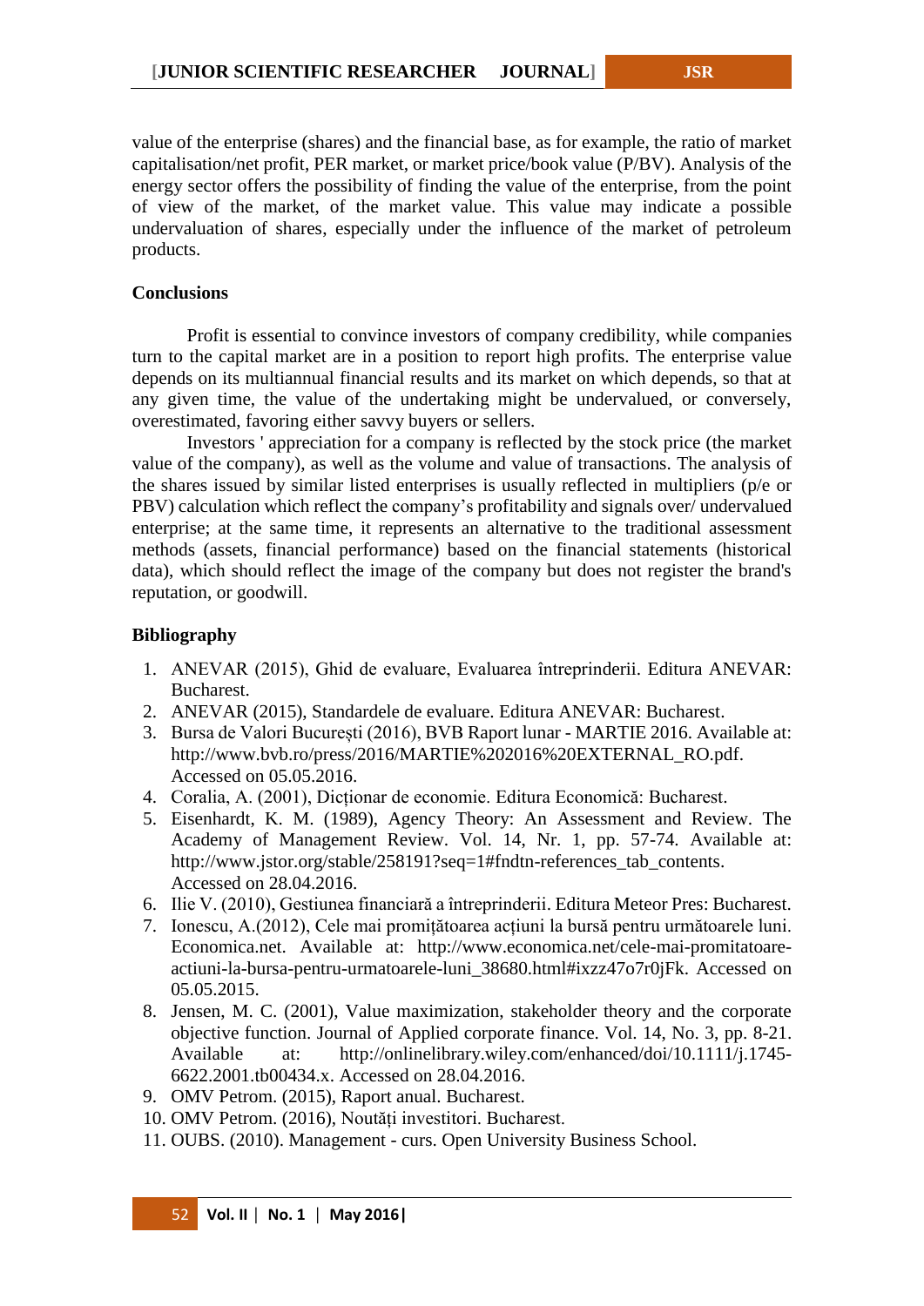value of the enterprise (shares) and the financial base, as for example, the ratio of market capitalisation/net profit, PER market, or market price/book value (P/BV). Analysis of the energy sector offers the possibility of finding the value of the enterprise, from the point of view of the market, of the market value. This value may indicate a possible undervaluation of shares, especially under the influence of the market of petroleum products.

## Conclusions

Profit is essential to convince investors of company credibility, while companies turn to the capital market are in a position to report high profits. The enterprise value depends on its multiannual financial results and its market on which depends, so that at any given time, the value of the undertaking might be undervalued, or conversely, overestimated, favoring either savvy buyers or sellers.

Investors ' appreciation for a company is reflected by the stock price (the market value of the company), as well as the volume and value of transactions. The analysis of the shares issued by similar listed enterprises is usually reflected in multipliers (p/e or PBV) calculation which reflect the company's profitability and signals over/ undervalued enterprise; at the same time, it represents an alternative to the traditional assessment methods (assets, financial performance) based on the financial statements (historical data), which should reflect the image of the company but does not register the brand's reputation, or goodwill.

## Bibliography

1. ANEVAR (2015), Ghid de evaluare, Evaluarea întreprinderii. Editura ANEVAR: Bucharest.
2. ANEVAR (2015), Standardele de evaluare. Editura ANEVAR: Bucharest.
3. Bursa de Valori București (2016), BVB Raport lunar - MARTIE 2016. Available at: http://www.bvb.ro/press/2016/MARTIE%202016%20EXTERNAL_RO.pdf. Accessed on 05.05.2016.
4. Coralia, A. (2001), Dicționar de economie. Editura Economică: Bucharest.
5. Eisenhardt, K. M. (1989), Agency Theory: An Assessment and Review. The Academy of Management Review. Vol. 14, Nr. 1, pp. 57-74. Available at: http://www.jstor.org/stable/258191?seq=1#fndtn-references_tab_contents. Accessed on 28.04.2016.
6. Ilie V. (2010), Gestiunea financiară a întreprinderii. Editura Meteor Pres: Bucharest.
7. Ionescu, A.(2012), Cele mai promițătoarea acțiuni la bursă pentru următoarele luni. Economica.net. Available at: http://www.economica.net/cele-mai-promitatoare-actiuni-la-bursa-pentru-urmatoarele-luni_38680.html#ixzz47o7r0jFk. Accessed on 05.05.2015.
8. Jensen, M. C. (2001), Value maximization, stakeholder theory and the corporate objective function. Journal of Applied corporate finance. Vol. 14, No. 3, pp. 8-21. Available at: http://onlinelibrary.wiley.com/enhanced/doi/10.1111/j.1745-6622.2001.tb00434.x. Accessed on 28.04.2016.
9. OMV Petrom. (2015), Raport anual. Bucharest.
10. OMV Petrom. (2016), Noutăți investitori. Bucharest.
11. OUBS. (2010). Management - curs. Open University Business School.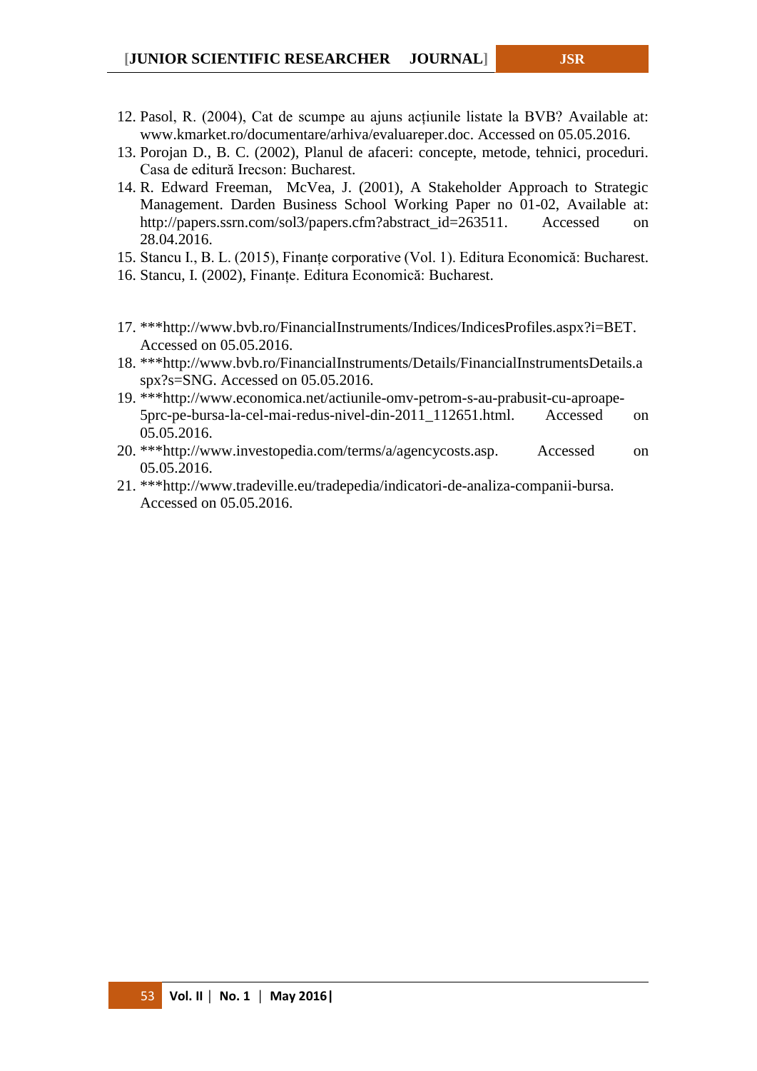12. Pasol, R. (2004), Cat de scumpe au ajuns acțiunile listate la BVB? Available at: www.kmarket.ro/documentare/arhiva/evaluareper.doc. Accessed on 05.05.2016.
13. Porojan D., B. C. (2002), Planul de afaceri: concepte, metode, tehnici, proceduri. Casa de editură Irecson: Bucharest.
14. R. Edward Freeman, McVea, J. (2001), A Stakeholder Approach to Strategic Management. Darden Business School Working Paper no 01-02, Available at: http://papers.ssrn.com/sol3/papers.cfm?abstract_id=263511. Accessed on 28.04.2016.
15. Stancu I., B. L. (2015), Finanțe corporative (Vol. 1). Editura Economică: Bucharest.
16. Stancu, I. (2002), Finanțe. Editura Economică: Bucharest.

17. ***http://www.bvb.ro/FinancialInstruments/Indices/IndicesProfiles.aspx?i=BET. Accessed on 05.05.2016.
18. ***http://www.bvb.ro/FinancialInstruments/Details/FinancialInstrumentsDetails.aspx?s=SNG. Accessed on 05.05.2016.
19. ***http://www.economica.net/actiunile-omv-petrom-s-au-prabusit-cu-aproape-5prc-pe-bursa-la-cel-mai-redus-nivel-din-2011_112651.html. Accessed on 05.05.2016.
20. ***http://www.investopedia.com/terms/a/agencycosts.asp. Accessed on 05.05.2016.
21. ***http://www.tradeville.eu/tradepedia/indicatori-de-analiza-companii-bursa. Accessed on 05.05.2016.